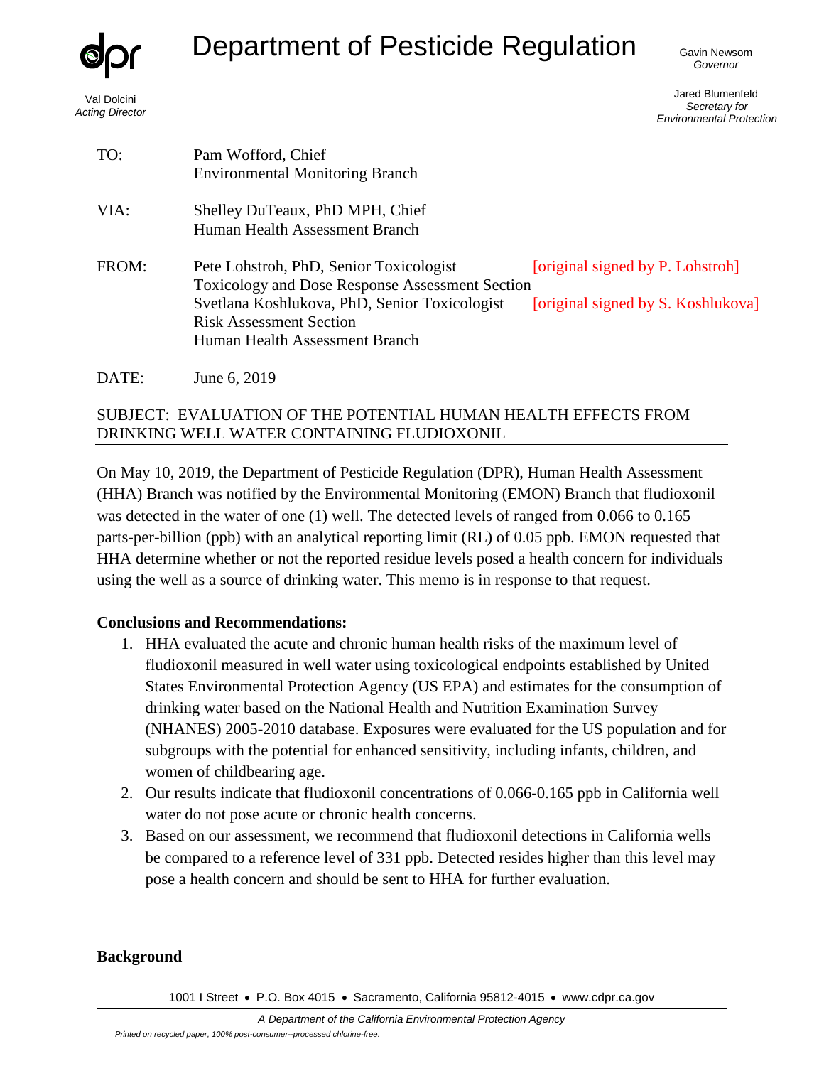# Department of Pesticide Regulation

Val Dolcini
*Acting Director*

Gavin Newsom
*Governor*

Jared Blumenfeld
*Secretary for Environmental Protection*

TO: Pam Wofford, Chief
Environmental Monitoring Branch

VIA: Shelley DuTeaux, PhD MPH, Chief
Human Health Assessment Branch

FROM: Pete Lohstroh, PhD, Senior Toxicologist [original signed by P. Lohstroh]
Toxicology and Dose Response Assessment Section
Svetlana Koshlukova, PhD, Senior Toxicologist [original signed by S. Koshlukova]
Risk Assessment Section
Human Health Assessment Branch

DATE: June 6, 2019

SUBJECT: EVALUATION OF THE POTENTIAL HUMAN HEALTH EFFECTS FROM DRINKING WELL WATER CONTAINING FLUDIOXONIL

---

On May 10, 2019, the Department of Pesticide Regulation (DPR), Human Health Assessment (HHA) Branch was notified by the Environmental Monitoring (EMON) Branch that fludioxonil was detected in the water of one (1) well. The detected levels of ranged from 0.066 to 0.165 parts-per-billion (ppb) with an analytical reporting limit (RL) of 0.05 ppb. EMON requested that HHA determine whether or not the reported residue levels posed a health concern for individuals using the well as a source of drinking water. This memo is in response to that request.

**Conclusions and Recommendations:**

1. HHA evaluated the acute and chronic human health risks of the maximum level of fludioxonil measured in well water using toxicological endpoints established by United States Environmental Protection Agency (US EPA) and estimates for the consumption of drinking water based on the National Health and Nutrition Examination Survey (NHANES) 2005-2010 database. Exposures were evaluated for the US population and for subgroups with the potential for enhanced sensitivity, including infants, children, and women of childbearing age.
2. Our results indicate that fludioxonil concentrations of 0.066-0.165 ppb in California well water do not pose acute or chronic health concerns.
3. Based on our assessment, we recommend that fludioxonil detections in California wells be compared to a reference level of 331 ppb. Detected resides higher than this level may pose a health concern and should be sent to HHA for further evaluation.

**Background**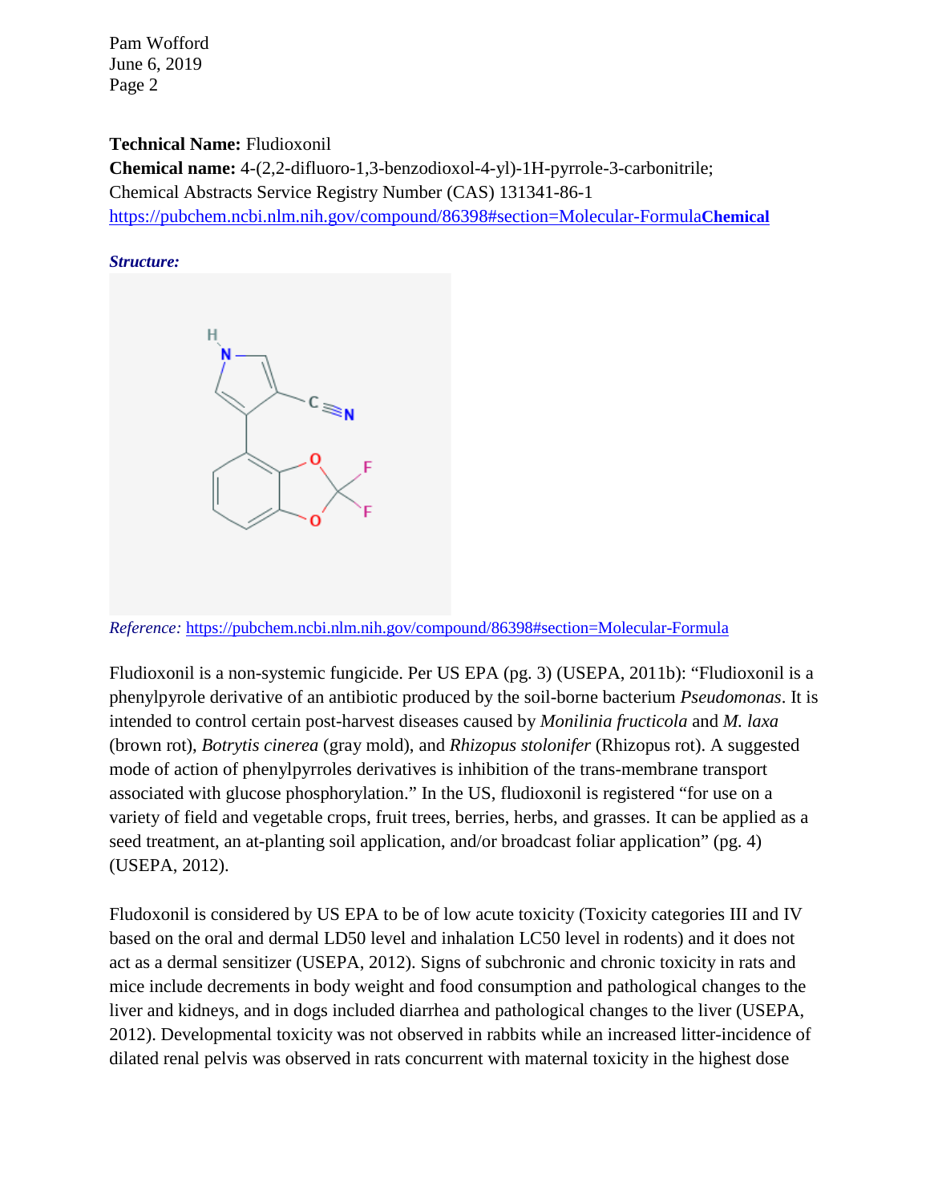**Technical Name:** Fludioxonil

**Chemical name:** 4-(2,2-difluoro-1,3-benzodioxol-4-yl)-1H-pyrrole-3-carbonitrile; Chemical Abstracts Service Registry Number (CAS) 131341-86-1 https://pubchem.ncbi.nlm.nih.gov/compound/86398#section=Molecular-Formula**Chemical**

***Structure:***

*Reference:* https://pubchem.ncbi.nlm.nih.gov/compound/86398#section=Molecular-Formula

Fludioxonil is a non-systemic fungicide. Per US EPA (pg. 3) (USEPA, 2011b): "Fludioxonil is a phenylpyrole derivative of an antibiotic produced by the soil-borne bacterium *Pseudomonas*. It is intended to control certain post-harvest diseases caused by *Monilinia fructicola* and *M. laxa* (brown rot), *Botrytis cinerea* (gray mold), and *Rhizopus stolonifer* (Rhizopus rot). A suggested mode of action of phenylpyrroles derivatives is inhibition of the trans-membrane transport associated with glucose phosphorylation." In the US, fludioxonil is registered "for use on a variety of field and vegetable crops, fruit trees, berries, herbs, and grasses. It can be applied as a seed treatment, an at-planting soil application, and/or broadcast foliar application" (pg. 4) (USEPA, 2012).

Fludoxonil is considered by US EPA to be of low acute toxicity (Toxicity categories III and IV based on the oral and dermal LD50 level and inhalation LC50 level in rodents) and it does not act as a dermal sensitizer (USEPA, 2012). Signs of subchronic and chronic toxicity in rats and mice include decrements in body weight and food consumption and pathological changes to the liver and kidneys, and in dogs included diarrhea and pathological changes to the liver (USEPA, 2012). Developmental toxicity was not observed in rabbits while an increased litter-incidence of dilated renal pelvis was observed in rats concurrent with maternal toxicity in the highest dose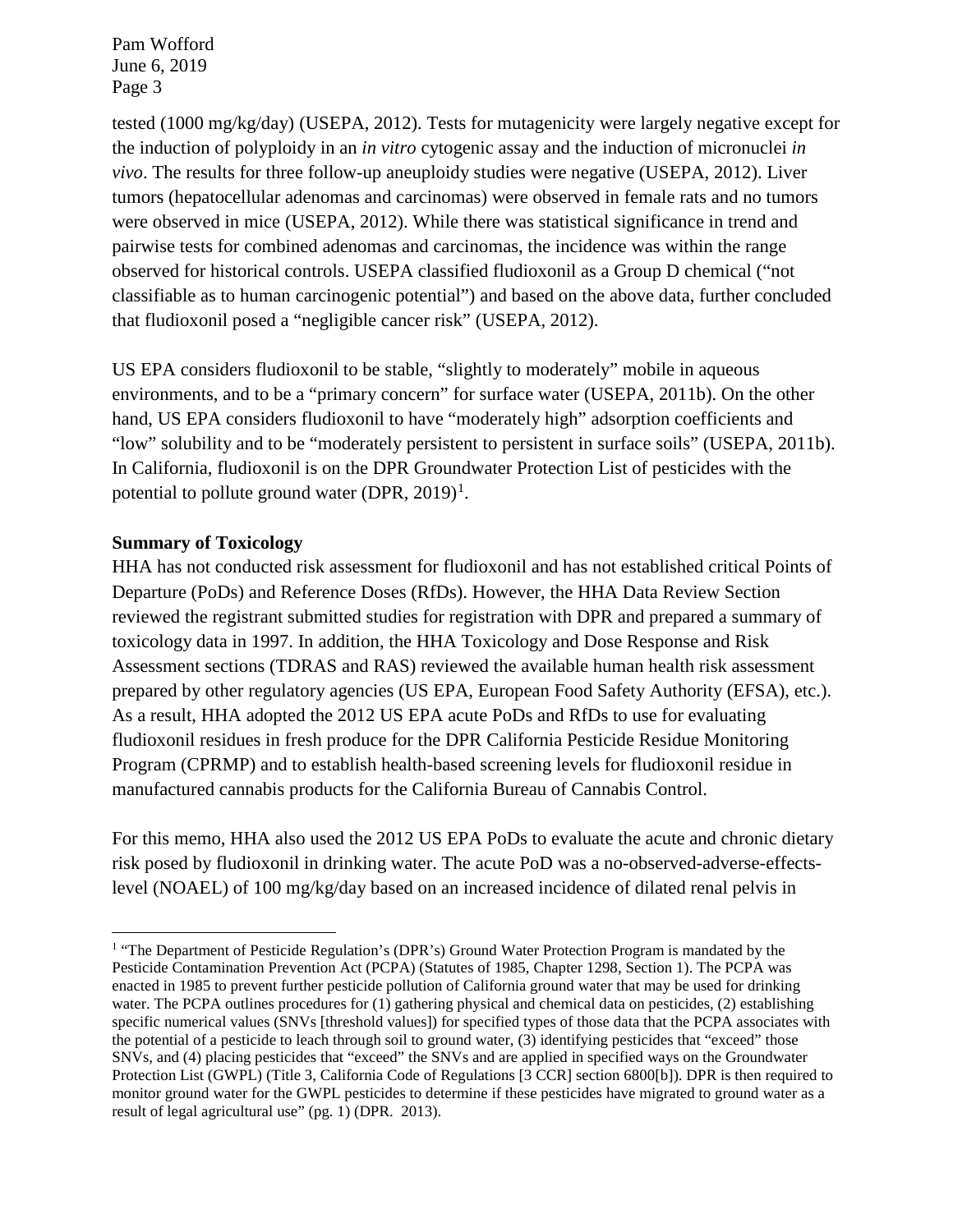tested (1000 mg/kg/day) (USEPA, 2012). Tests for mutagenicity were largely negative except for the induction of polyploidy in an *in vitro* cytogenic assay and the induction of micronuclei *in vivo*. The results for three follow-up aneuploidy studies were negative (USEPA, 2012). Liver tumors (hepatocellular adenomas and carcinomas) were observed in female rats and no tumors were observed in mice (USEPA, 2012). While there was statistical significance in trend and pairwise tests for combined adenomas and carcinomas, the incidence was within the range observed for historical controls. USEPA classified fludioxonil as a Group D chemical ("not classifiable as to human carcinogenic potential") and based on the above data, further concluded that fludioxonil posed a "negligible cancer risk" (USEPA, 2012).

US EPA considers fludioxonil to be stable, "slightly to moderately" mobile in aqueous environments, and to be a "primary concern" for surface water (USEPA, 2011b). On the other hand, US EPA considers fludioxonil to have "moderately high" adsorption coefficients and "low" solubility and to be "moderately persistent to persistent in surface soils" (USEPA, 2011b). In California, fludioxonil is on the DPR Groundwater Protection List of pesticides with the potential to pollute ground water (DPR, 2019)[1].

**Summary of Toxicology**

HHA has not conducted risk assessment for fludioxonil and has not established critical Points of Departure (PoDs) and Reference Doses (RfDs). However, the HHA Data Review Section reviewed the registrant submitted studies for registration with DPR and prepared a summary of toxicology data in 1997. In addition, the HHA Toxicology and Dose Response and Risk Assessment sections (TDRAS and RAS) reviewed the available human health risk assessment prepared by other regulatory agencies (US EPA, European Food Safety Authority (EFSA), etc.). As a result, HHA adopted the 2012 US EPA acute PoDs and RfDs to use for evaluating fludioxonil residues in fresh produce for the DPR California Pesticide Residue Monitoring Program (CPRMP) and to establish health-based screening levels for fludioxonil residue in manufactured cannabis products for the California Bureau of Cannabis Control.

For this memo, HHA also used the 2012 US EPA PoDs to evaluate the acute and chronic dietary risk posed by fludioxonil in drinking water. The acute PoD was a no-observed-adverse-effects-level (NOAEL) of 100 mg/kg/day based on an increased incidence of dilated renal pelvis in

---

[1] "The Department of Pesticide Regulation's (DPR's) Ground Water Protection Program is mandated by the Pesticide Contamination Prevention Act (PCPA) (Statutes of 1985, Chapter 1298, Section 1). The PCPA was enacted in 1985 to prevent further pesticide pollution of California ground water that may be used for drinking water. The PCPA outlines procedures for (1) gathering physical and chemical data on pesticides, (2) establishing specific numerical values (SNVs [threshold values]) for specified types of those data that the PCPA associates with the potential of a pesticide to leach through soil to ground water, (3) identifying pesticides that "exceed" those SNVs, and (4) placing pesticides that "exceed" the SNVs and are applied in specified ways on the Groundwater Protection List (GWPL) (Title 3, California Code of Regulations [3 CCR] section 6800[b]). DPR is then required to monitor ground water for the GWPL pesticides to determine if these pesticides have migrated to ground water as a result of legal agricultural use" (pg. 1) (DPR. 2013).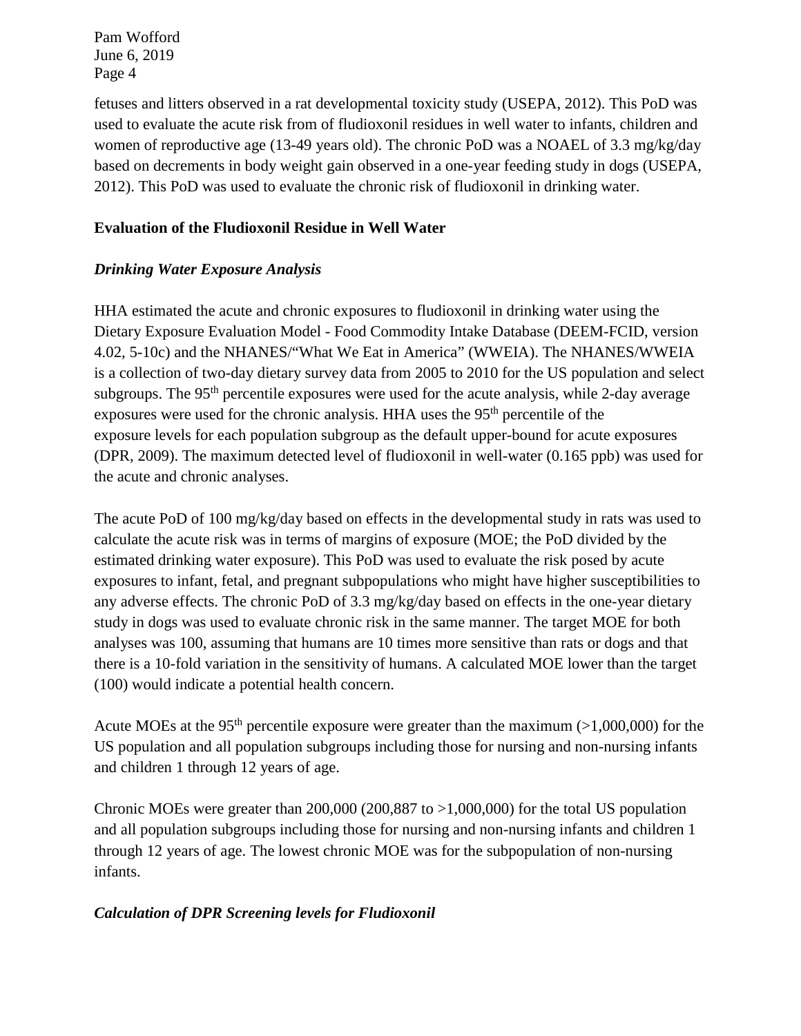fetuses and litters observed in a rat developmental toxicity study (USEPA, 2012). This PoD was used to evaluate the acute risk from of fludioxonil residues in well water to infants, children and women of reproductive age (13-49 years old). The chronic PoD was a NOAEL of 3.3 mg/kg/day based on decrements in body weight gain observed in a one-year feeding study in dogs (USEPA, 2012). This PoD was used to evaluate the chronic risk of fludioxonil in drinking water.

**Evaluation of the Fludioxonil Residue in Well Water**

***Drinking Water Exposure Analysis***

HHA estimated the acute and chronic exposures to fludioxonil in drinking water using the Dietary Exposure Evaluation Model - Food Commodity Intake Database (DEEM-FCID, version 4.02, 5-10c) and the NHANES/"What We Eat in America" (WWEIA). The NHANES/WWEIA is a collection of two-day dietary survey data from 2005 to 2010 for the US population and select subgroups. The 95$^{th}$ percentile exposures were used for the acute analysis, while 2-day average exposures were used for the chronic analysis. HHA uses the 95$^{th}$ percentile of the exposure levels for each population subgroup as the default upper-bound for acute exposures (DPR, 2009). The maximum detected level of fludioxonil in well-water (0.165 ppb) was used for the acute and chronic analyses.

The acute PoD of 100 mg/kg/day based on effects in the developmental study in rats was used to calculate the acute risk was in terms of margins of exposure (MOE; the PoD divided by the estimated drinking water exposure). This PoD was used to evaluate the risk posed by acute exposures to infant, fetal, and pregnant subpopulations who might have higher susceptibilities to any adverse effects. The chronic PoD of 3.3 mg/kg/day based on effects in the one-year dietary study in dogs was used to evaluate chronic risk in the same manner. The target MOE for both analyses was 100, assuming that humans are 10 times more sensitive than rats or dogs and that there is a 10-fold variation in the sensitivity of humans. A calculated MOE lower than the target (100) would indicate a potential health concern.

Acute MOEs at the 95$^{th}$ percentile exposure were greater than the maximum (>1,000,000) for the US population and all population subgroups including those for nursing and non-nursing infants and children 1 through 12 years of age.

Chronic MOEs were greater than 200,000 (200,887 to >1,000,000) for the total US population and all population subgroups including those for nursing and non-nursing infants and children 1 through 12 years of age. The lowest chronic MOE was for the subpopulation of non-nursing infants.

***Calculation of DPR Screening levels for Fludioxonil***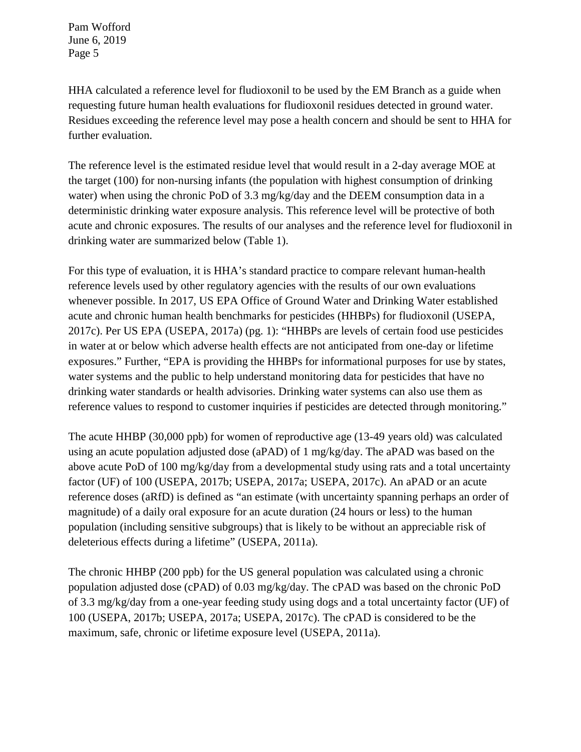HHA calculated a reference level for fludioxonil to be used by the EM Branch as a guide when requesting future human health evaluations for fludioxonil residues detected in ground water. Residues exceeding the reference level may pose a health concern and should be sent to HHA for further evaluation.

The reference level is the estimated residue level that would result in a 2-day average MOE at the target (100) for non-nursing infants (the population with highest consumption of drinking water) when using the chronic PoD of 3.3 mg/kg/day and the DEEM consumption data in a deterministic drinking water exposure analysis. This reference level will be protective of both acute and chronic exposures. The results of our analyses and the reference level for fludioxonil in drinking water are summarized below (Table 1).

For this type of evaluation, it is HHA's standard practice to compare relevant human-health reference levels used by other regulatory agencies with the results of our own evaluations whenever possible. In 2017, US EPA Office of Ground Water and Drinking Water established acute and chronic human health benchmarks for pesticides (HHBPs) for fludioxonil (USEPA, 2017c). Per US EPA (USEPA, 2017a) (pg. 1): "HHBPs are levels of certain food use pesticides in water at or below which adverse health effects are not anticipated from one-day or lifetime exposures." Further, "EPA is providing the HHBPs for informational purposes for use by states, water systems and the public to help understand monitoring data for pesticides that have no drinking water standards or health advisories. Drinking water systems can also use them as reference values to respond to customer inquiries if pesticides are detected through monitoring."

The acute HHBP (30,000 ppb) for women of reproductive age (13-49 years old) was calculated using an acute population adjusted dose (aPAD) of 1 mg/kg/day. The aPAD was based on the above acute PoD of 100 mg/kg/day from a developmental study using rats and a total uncertainty factor (UF) of 100 (USEPA, 2017b; USEPA, 2017a; USEPA, 2017c). An aPAD or an acute reference doses (aRfD) is defined as "an estimate (with uncertainty spanning perhaps an order of magnitude) of a daily oral exposure for an acute duration (24 hours or less) to the human population (including sensitive subgroups) that is likely to be without an appreciable risk of deleterious effects during a lifetime" (USEPA, 2011a).

The chronic HHBP (200 ppb) for the US general population was calculated using a chronic population adjusted dose (cPAD) of 0.03 mg/kg/day. The cPAD was based on the chronic PoD of 3.3 mg/kg/day from a one-year feeding study using dogs and a total uncertainty factor (UF) of 100 (USEPA, 2017b; USEPA, 2017a; USEPA, 2017c). The cPAD is considered to be the maximum, safe, chronic or lifetime exposure level (USEPA, 2011a).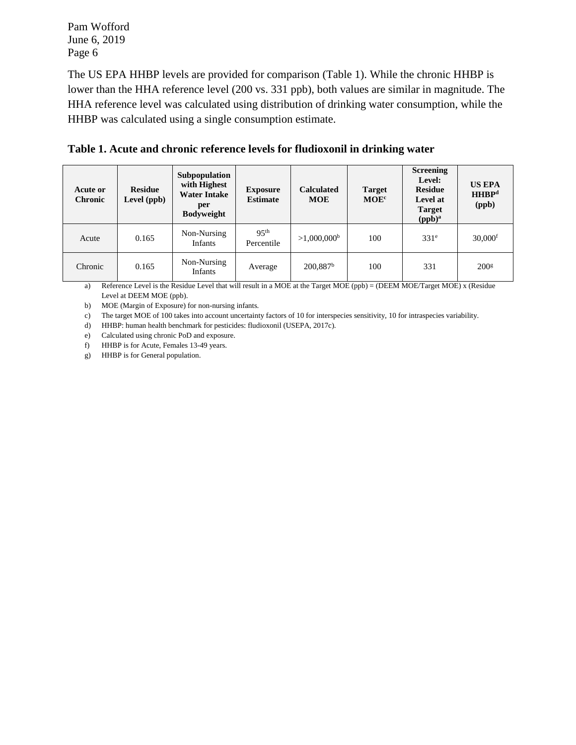The US EPA HHBP levels are provided for comparison (Table 1). While the chronic HHBP is lower than the HHA reference level (200 vs. 331 ppb), both values are similar in magnitude. The HHA reference level was calculated using distribution of drinking water consumption, while the HHBP was calculated using a single consumption estimate.

**Table 1. Acute and chronic reference levels for fludioxonil in drinking water**

| Acute or Chronic | Residue Level (ppb) | Subpopulation with Highest Water Intake per Bodyweight | Exposure Estimate | Calculated MOE | Target MOE[c] | Screening Level: Residue Level at Target (ppb)[a] | US EPA HHBP[d] (ppb) |
|---|---|---|---|---|---|---|---|
| Acute | 0.165 | Non-Nursing Infants | 95th Percentile | >1,000,000[b] | 100 | 331[e] | 30,000[f] |
| Chronic | 0.165 | Non-Nursing Infants | Average | 200,887[b] | 100 | 331 | 200[g] |

a) Reference Level is the Residue Level that will result in a MOE at the Target MOE (ppb) = (DEEM MOE/Target MOE) x (Residue Level at DEEM MOE (ppb).

b) MOE (Margin of Exposure) for non-nursing infants.

c) The target MOE of 100 takes into account uncertainty factors of 10 for interspecies sensitivity, 10 for intraspecies variability.

d) HHBP: human health benchmark for pesticides: fludioxonil (USEPA, 2017c).

e) Calculated using chronic PoD and exposure.

f) HHBP is for Acute, Females 13-49 years.

g) HHBP is for General population.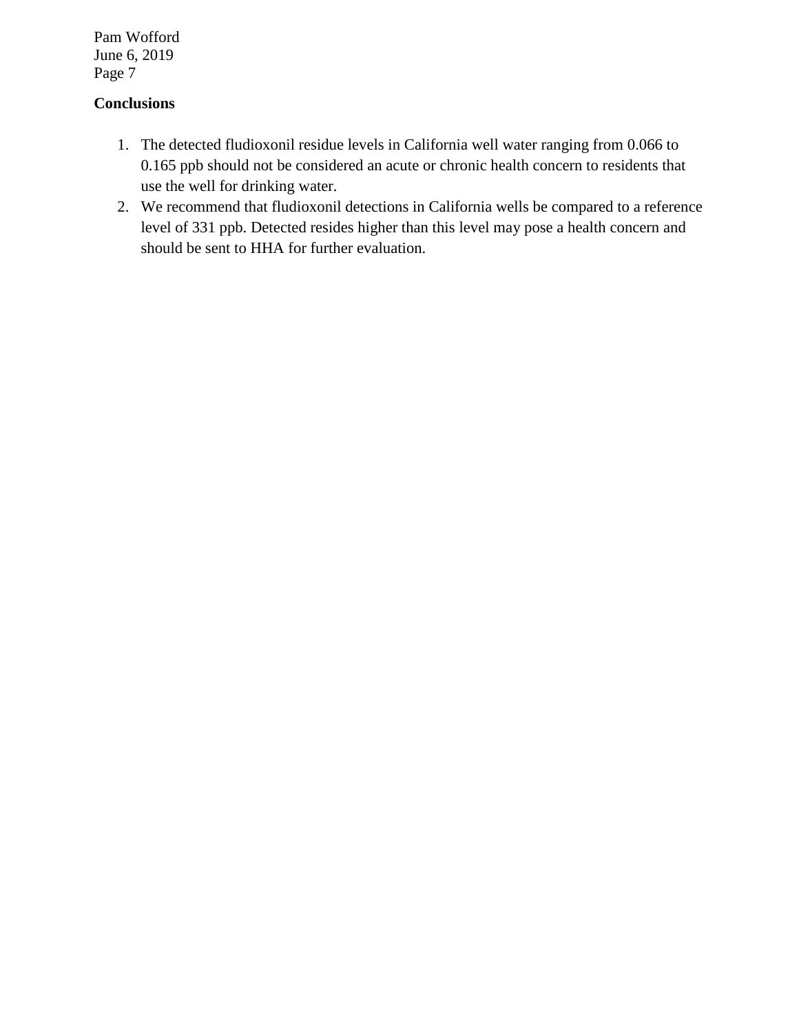**Conclusions**

1. The detected fludioxonil residue levels in California well water ranging from 0.066 to 0.165 ppb should not be considered an acute or chronic health concern to residents that use the well for drinking water.
2. We recommend that fludioxonil detections in California wells be compared to a reference level of 331 ppb. Detected resides higher than this level may pose a health concern and should be sent to HHA for further evaluation.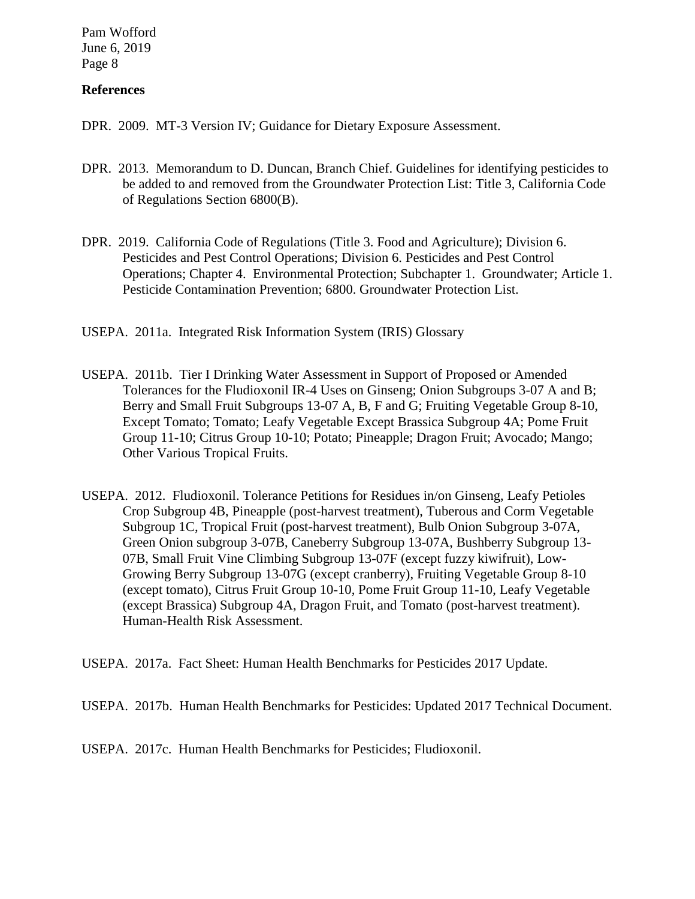**References**

DPR. 2009. MT-3 Version IV; Guidance for Dietary Exposure Assessment.

DPR. 2013. Memorandum to D. Duncan, Branch Chief. Guidelines for identifying pesticides to be added to and removed from the Groundwater Protection List: Title 3, California Code of Regulations Section 6800(B).

DPR. 2019. California Code of Regulations (Title 3. Food and Agriculture); Division 6. Pesticides and Pest Control Operations; Division 6. Pesticides and Pest Control Operations; Chapter 4. Environmental Protection; Subchapter 1. Groundwater; Article 1. Pesticide Contamination Prevention; 6800. Groundwater Protection List.

USEPA. 2011a. Integrated Risk Information System (IRIS) Glossary

USEPA. 2011b. Tier I Drinking Water Assessment in Support of Proposed or Amended Tolerances for the Fludioxonil IR-4 Uses on Ginseng; Onion Subgroups 3-07 A and B; Berry and Small Fruit Subgroups 13-07 A, B, F and G; Fruiting Vegetable Group 8-10, Except Tomato; Tomato; Leafy Vegetable Except Brassica Subgroup 4A; Pome Fruit Group 11-10; Citrus Group 10-10; Potato; Pineapple; Dragon Fruit; Avocado; Mango; Other Various Tropical Fruits.

USEPA. 2012. Fludioxonil. Tolerance Petitions for Residues in/on Ginseng, Leafy Petioles Crop Subgroup 4B, Pineapple (post-harvest treatment), Tuberous and Corm Vegetable Subgroup 1C, Tropical Fruit (post-harvest treatment), Bulb Onion Subgroup 3-07A, Green Onion subgroup 3-07B, Caneberry Subgroup 13-07A, Bushberry Subgroup 13-07B, Small Fruit Vine Climbing Subgroup 13-07F (except fuzzy kiwifruit), Low-Growing Berry Subgroup 13-07G (except cranberry), Fruiting Vegetable Group 8-10 (except tomato), Citrus Fruit Group 10-10, Pome Fruit Group 11-10, Leafy Vegetable (except Brassica) Subgroup 4A, Dragon Fruit, and Tomato (post-harvest treatment). Human-Health Risk Assessment.

USEPA. 2017a. Fact Sheet: Human Health Benchmarks for Pesticides 2017 Update.

USEPA. 2017b. Human Health Benchmarks for Pesticides: Updated 2017 Technical Document.

USEPA. 2017c. Human Health Benchmarks for Pesticides; Fludioxonil.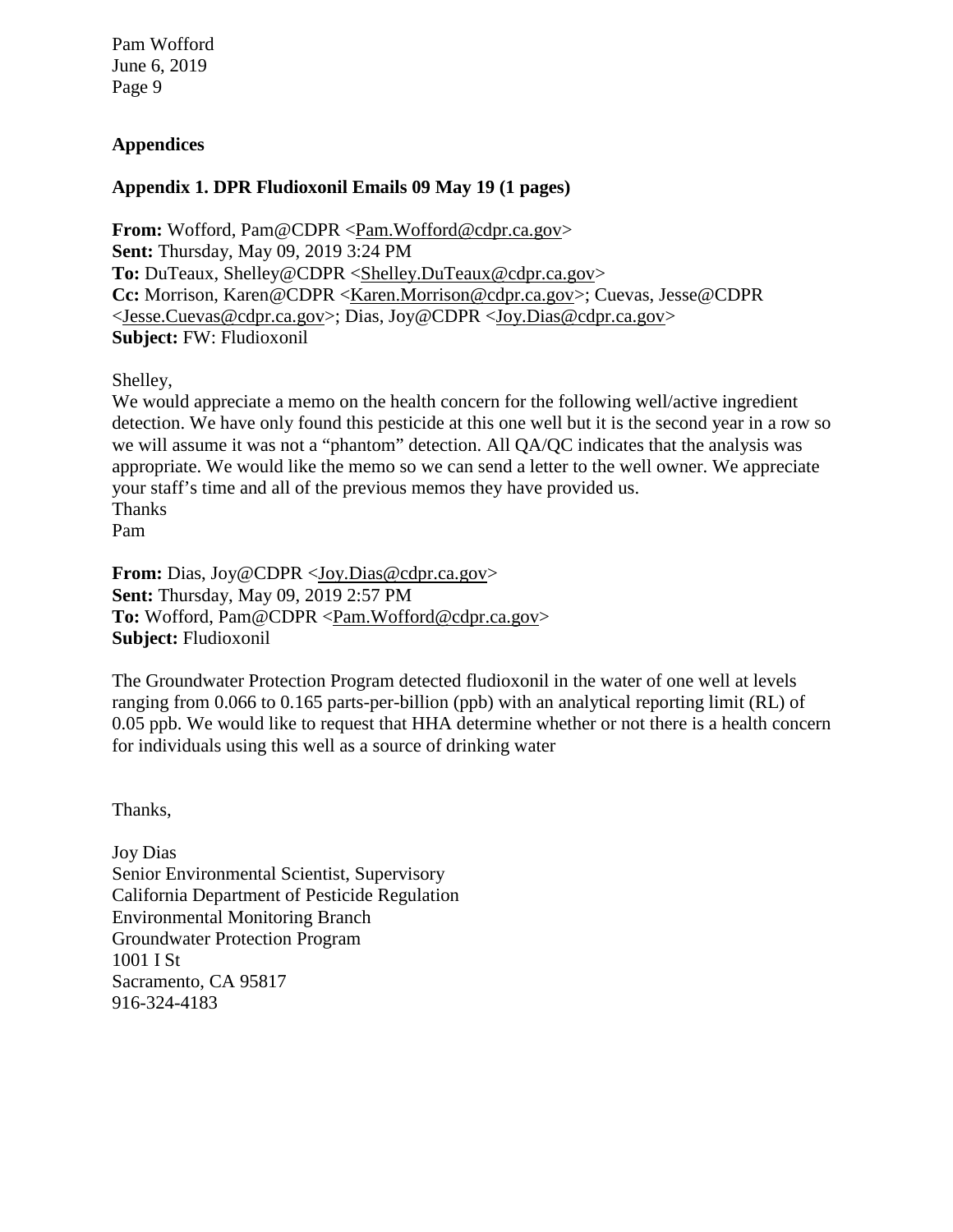## Appendices

### Appendix 1. DPR Fludioxonil Emails 09 May 19 (1 pages)

**From:** Wofford, Pam@CDPR <Pam.Wofford@cdpr.ca.gov>
**Sent:** Thursday, May 09, 2019 3:24 PM
**To:** DuTeaux, Shelley@CDPR <Shelley.DuTeaux@cdpr.ca.gov>
**Cc:** Morrison, Karen@CDPR <Karen.Morrison@cdpr.ca.gov>; Cuevas, Jesse@CDPR <Jesse.Cuevas@cdpr.ca.gov>; Dias, Joy@CDPR <Joy.Dias@cdpr.ca.gov>
**Subject:** FW: Fludioxonil

Shelley,
We would appreciate a memo on the health concern for the following well/active ingredient detection. We have only found this pesticide at this one well but it is the second year in a row so we will assume it was not a "phantom" detection. All QA/QC indicates that the analysis was appropriate. We would like the memo so we can send a letter to the well owner. We appreciate your staff's time and all of the previous memos they have provided us.
Thanks
Pam

**From:** Dias, Joy@CDPR <Joy.Dias@cdpr.ca.gov>
**Sent:** Thursday, May 09, 2019 2:57 PM
**To:** Wofford, Pam@CDPR <Pam.Wofford@cdpr.ca.gov>
**Subject:** Fludioxonil

The Groundwater Protection Program detected fludioxonil in the water of one well at levels ranging from 0.066 to 0.165 parts-per-billion (ppb) with an analytical reporting limit (RL) of 0.05 ppb. We would like to request that HHA determine whether or not there is a health concern for individuals using this well as a source of drinking water

Thanks,

Joy Dias
Senior Environmental Scientist, Supervisory
California Department of Pesticide Regulation
Environmental Monitoring Branch
Groundwater Protection Program
1001 I St
Sacramento, CA 95817
916-324-4183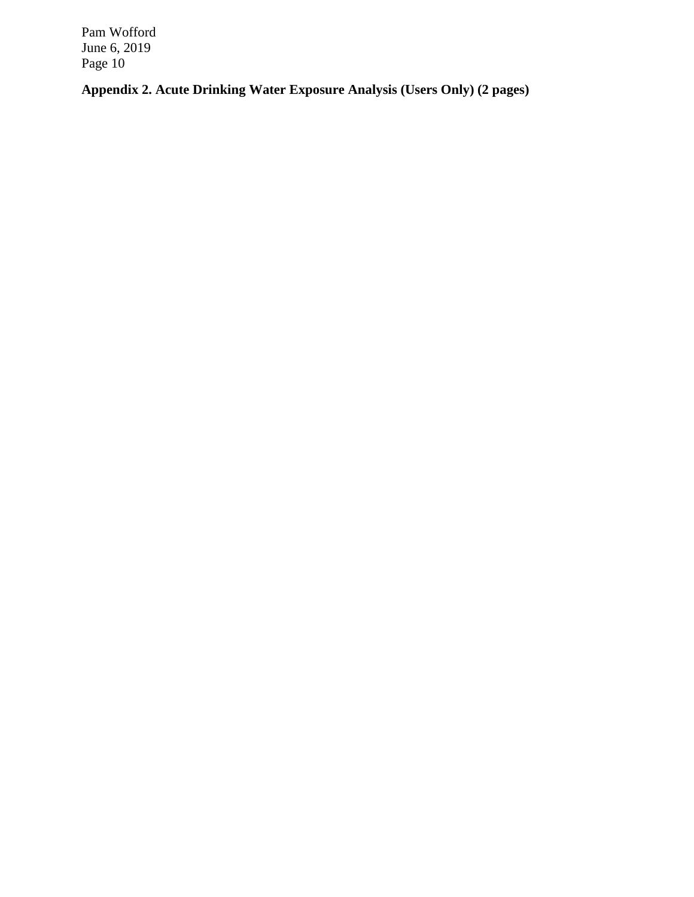**Appendix 2. Acute Drinking Water Exposure Analysis (Users Only) (2 pages)**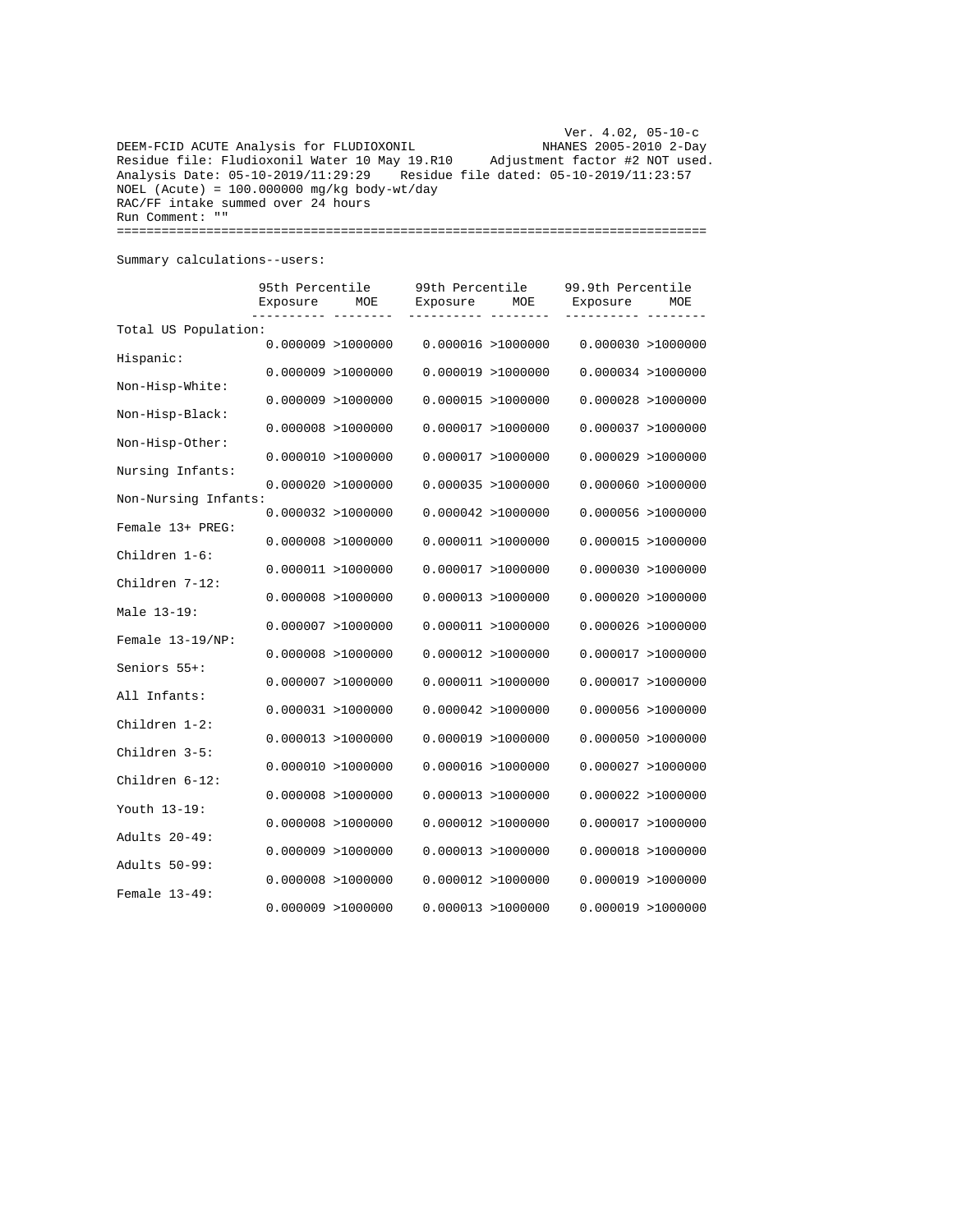Ver. 4.02, 05-10-c

DEEM-FCID ACUTE Analysis for FLUDIOXONIL                    NHANES 2005-2010 2-Day
Residue file: Fludioxonil Water 10 May 19.R10     Adjustment factor #2 NOT used.
Analysis Date: 05-10-2019/11:29:29    Residue file dated: 05-10-2019/11:23:57
NOEL (Acute) = 100.000000 mg/kg body-wt/day
RAC/FF intake summed over 24 hours
Run Comment: ""

Summary calculations--users:

| | 95th Percentile | | 99th Percentile | | 99.9th Percentile | |
|---|---|---|---|---|---|---|
| | Exposure | MOE | Exposure | MOE | Exposure | MOE |
| Total US Population: | 0.000009 | >1000000 | 0.000016 | >1000000 | 0.000030 | >1000000 |
| Hispanic: | 0.000009 | >1000000 | 0.000019 | >1000000 | 0.000034 | >1000000 |
| Non-Hisp-White: | 0.000009 | >1000000 | 0.000015 | >1000000 | 0.000028 | >1000000 |
| Non-Hisp-Black: | 0.000008 | >1000000 | 0.000017 | >1000000 | 0.000037 | >1000000 |
| Non-Hisp-Other: | 0.000010 | >1000000 | 0.000017 | >1000000 | 0.000029 | >1000000 |
| Nursing Infants: | 0.000020 | >1000000 | 0.000035 | >1000000 | 0.000060 | >1000000 |
| Non-Nursing Infants: | 0.000032 | >1000000 | 0.000042 | >1000000 | 0.000056 | >1000000 |
| Female 13+ PREG: | 0.000008 | >1000000 | 0.000011 | >1000000 | 0.000015 | >1000000 |
| Children 1-6: | 0.000011 | >1000000 | 0.000017 | >1000000 | 0.000030 | >1000000 |
| Children 7-12: | 0.000008 | >1000000 | 0.000013 | >1000000 | 0.000020 | >1000000 |
| Male 13-19: | 0.000007 | >1000000 | 0.000011 | >1000000 | 0.000026 | >1000000 |
| Female 13-19/NP: | 0.000008 | >1000000 | 0.000012 | >1000000 | 0.000017 | >1000000 |
| Seniors 55+: | 0.000007 | >1000000 | 0.000011 | >1000000 | 0.000017 | >1000000 |
| All Infants: | 0.000031 | >1000000 | 0.000042 | >1000000 | 0.000056 | >1000000 |
| Children 1-2: | 0.000013 | >1000000 | 0.000019 | >1000000 | 0.000050 | >1000000 |
| Children 3-5: | 0.000010 | >1000000 | 0.000016 | >1000000 | 0.000027 | >1000000 |
| Children 6-12: | 0.000008 | >1000000 | 0.000013 | >1000000 | 0.000022 | >1000000 |
| Youth 13-19: | 0.000008 | >1000000 | 0.000012 | >1000000 | 0.000017 | >1000000 |
| Adults 20-49: | 0.000009 | >1000000 | 0.000013 | >1000000 | 0.000018 | >1000000 |
| Adults 50-99: | 0.000008 | >1000000 | 0.000012 | >1000000 | 0.000019 | >1000000 |
| Female 13-49: | 0.000009 | >1000000 | 0.000013 | >1000000 | 0.000019 | >1000000 |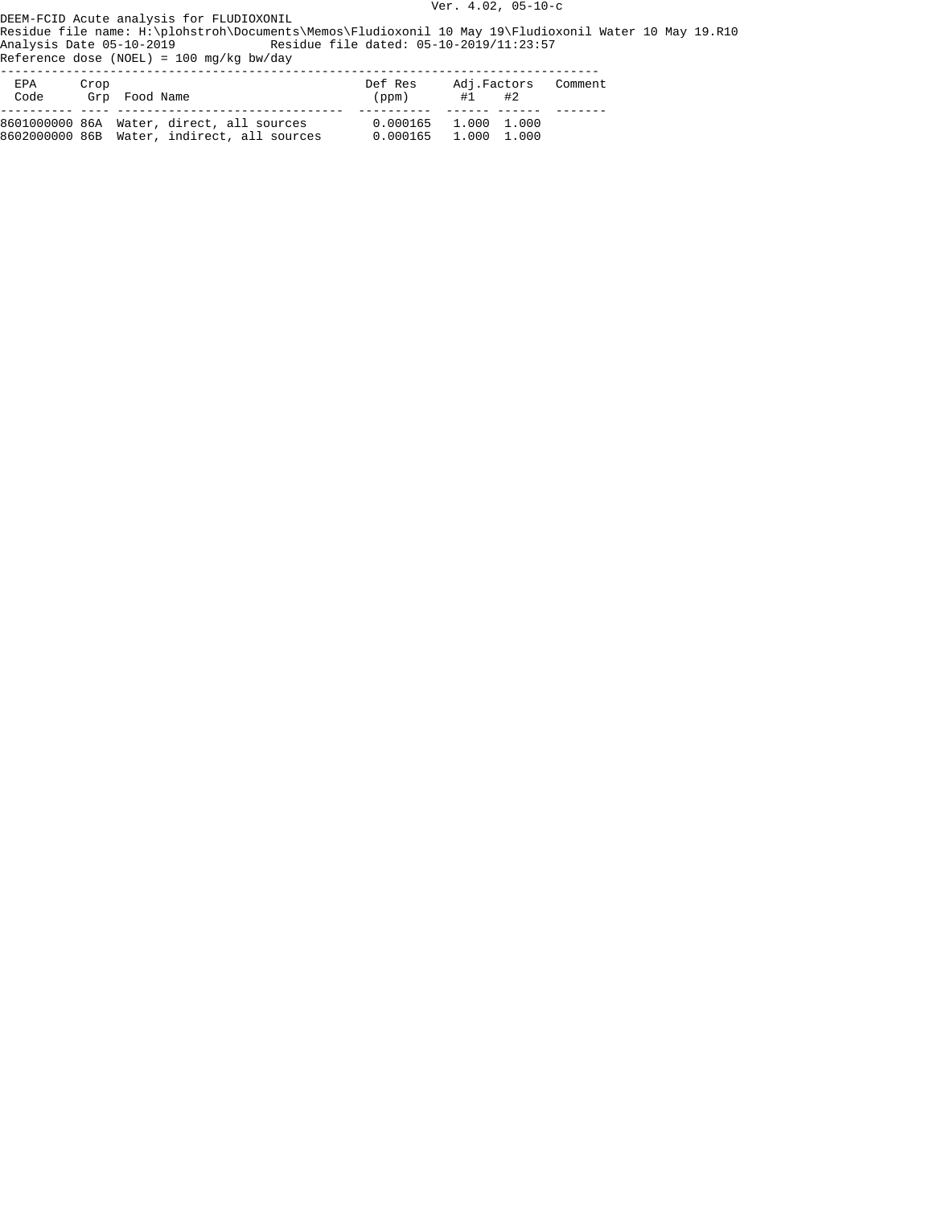Ver. 4.02, 05-10-c

DEEM-FCID Acute analysis for FLUDIOXONIL
Residue file name: H:\plohstroh\Documents\Memos\Fludioxonil 10 May 19\Fludioxonil Water 10 May 19.R10
Analysis Date 05-10-2019 Residue file dated: 05-10-2019/11:23:57
Reference dose (NOEL) = 100 mg/kg bw/day

| EPA Code | Crop Grp | Food Name | Def Res (ppm) | Adj.Factors #1 | Adj.Factors #2 | Comment |
|---|---|---|---|---|---|---|
| 8601000000 | 86A | Water, direct, all sources | 0.000165 | 1.000 | 1.000 | |
| 8602000000 | 86B | Water, indirect, all sources | 0.000165 | 1.000 | 1.000 | |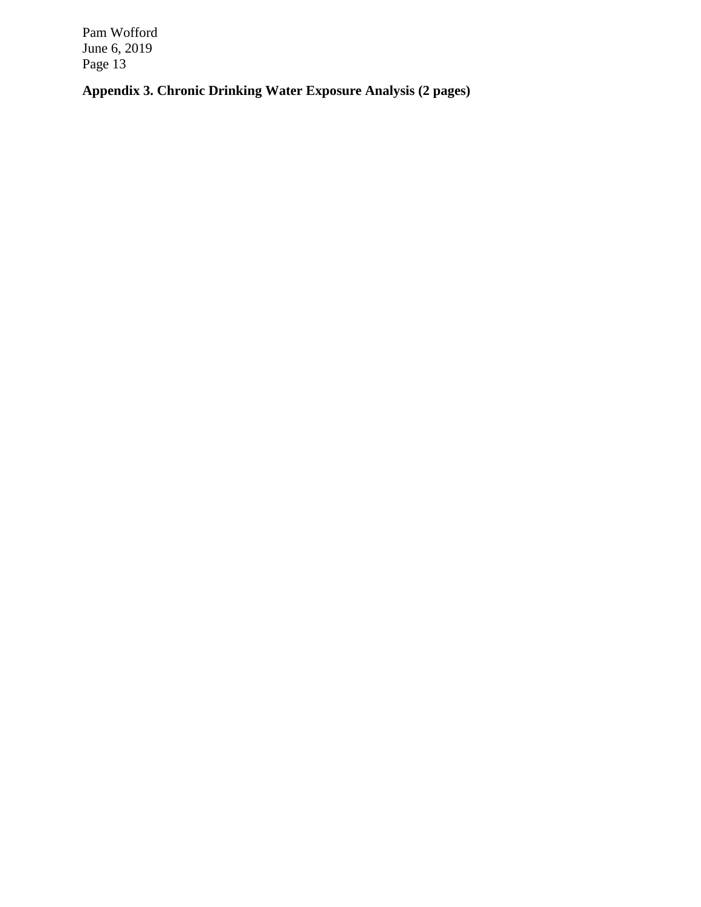**Appendix 3. Chronic Drinking Water Exposure Analysis (2 pages)**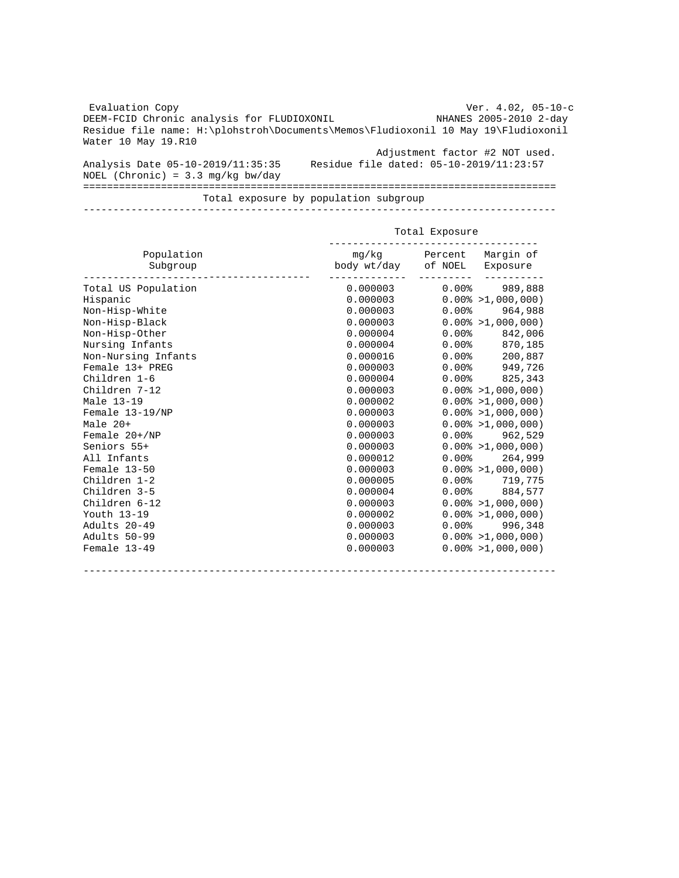Evaluation Copy Ver. 4.02, 05-10-c
DEEM-FCID Chronic analysis for FLUDIOXONIL NHANES 2005-2010 2-day
Residue file name: H:\plohstroh\Documents\Memos\Fludioxonil 10 May 19\Fludioxonil Water 10 May 19.R10
Adjustment factor #2 NOT used.
Analysis Date 05-10-2019/11:35:35 Residue file dated: 05-10-2019/11:23:57
NOEL (Chronic) = 3.3 mg/kg bw/day

Total exposure by population subgroup

| Population Subgroup | Total Exposure | | |
|---|---|---|---|
| | mg/kg body wt/day | Percent of NOEL | Margin of Exposure |
| Total US Population | 0.000003 | 0.00% | 989,888 |
| Hispanic | 0.000003 | 0.00% | >1,000,000) |
| Non-Hisp-White | 0.000003 | 0.00% | 964,988 |
| Non-Hisp-Black | 0.000003 | 0.00% | >1,000,000) |
| Non-Hisp-Other | 0.000004 | 0.00% | 842,006 |
| Nursing Infants | 0.000004 | 0.00% | 870,185 |
| Non-Nursing Infants | 0.000016 | 0.00% | 200,887 |
| Female 13+ PREG | 0.000003 | 0.00% | 949,726 |
| Children 1-6 | 0.000004 | 0.00% | 825,343 |
| Children 7-12 | 0.000003 | 0.00% | >1,000,000) |
| Male 13-19 | 0.000002 | 0.00% | >1,000,000) |
| Female 13-19/NP | 0.000003 | 0.00% | >1,000,000) |
| Male 20+ | 0.000003 | 0.00% | >1,000,000) |
| Female 20+/NP | 0.000003 | 0.00% | 962,529 |
| Seniors 55+ | 0.000003 | 0.00% | >1,000,000) |
| All Infants | 0.000012 | 0.00% | 264,999 |
| Female 13-50 | 0.000003 | 0.00% | >1,000,000) |
| Children 1-2 | 0.000005 | 0.00% | 719,775 |
| Children 3-5 | 0.000004 | 0.00% | 884,577 |
| Children 6-12 | 0.000003 | 0.00% | >1,000,000) |
| Youth 13-19 | 0.000002 | 0.00% | >1,000,000) |
| Adults 20-49 | 0.000003 | 0.00% | 996,348 |
| Adults 50-99 | 0.000003 | 0.00% | >1,000,000) |
| Female 13-49 | 0.000003 | 0.00% | >1,000,000) |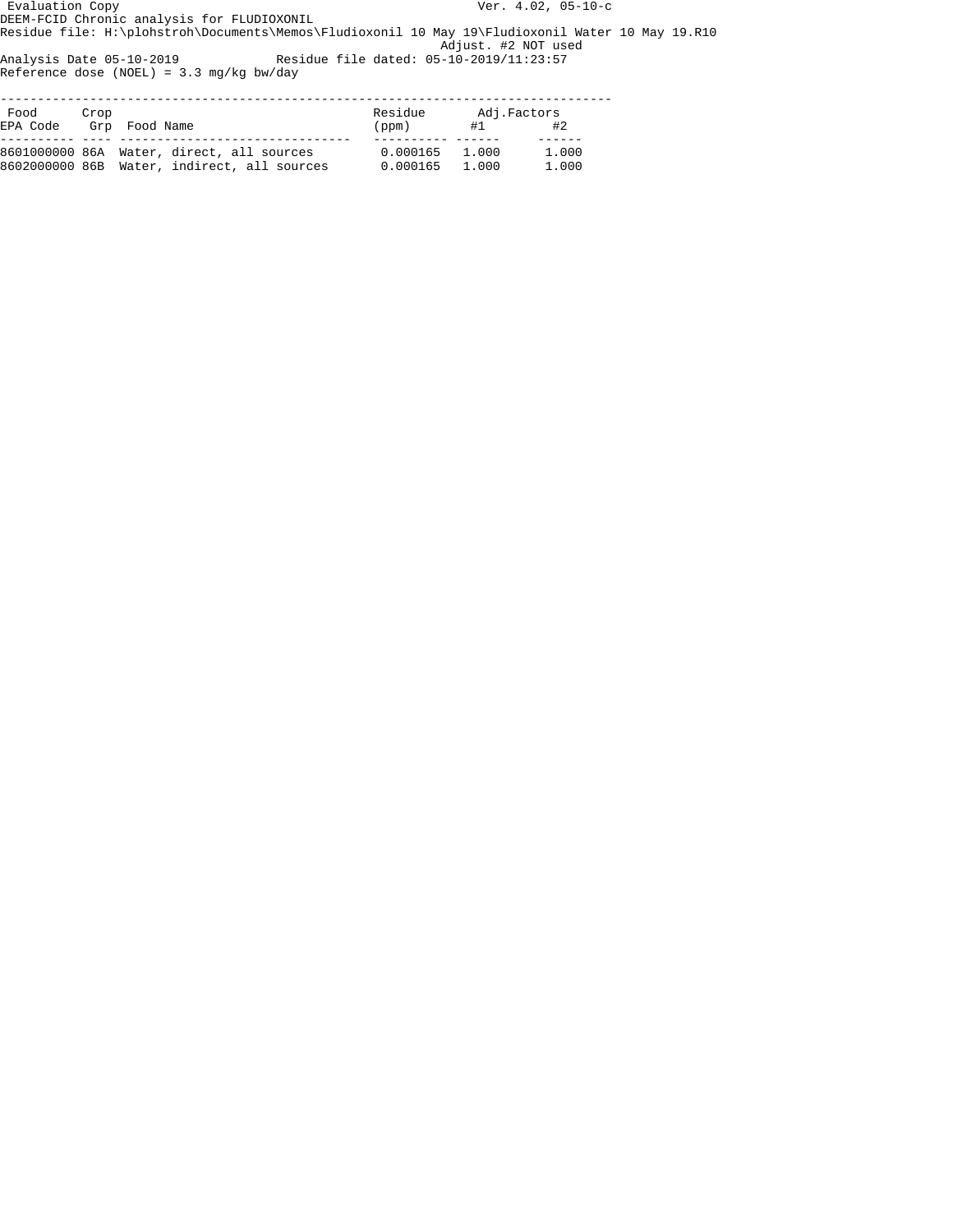Evaluation Copy Ver. 4.02, 05-10-c

DEEM-FCID Chronic analysis for FLUDIOXONIL

Residue file: H:\plohstroh\Documents\Memos\Fludioxonil 10 May 19\Fludioxonil Water 10 May 19.R10

Adjust. #2 NOT used

Analysis Date 05-10-2019 Residue file dated: 05-10-2019/11:23:57

Reference dose (NOEL) = 3.3 mg/kg bw/day

| Food EPA Code | Crop Grp | Food Name | Residue (ppm) | Adj.Factors #1 | #2 |
|---|---|---|---|---|---|
| 8601000000 | 86A | Water, direct, all sources | 0.000165 | 1.000 | 1.000 |
| 8602000000 | 86B | Water, indirect, all sources | 0.000165 | 1.000 | 1.000 |